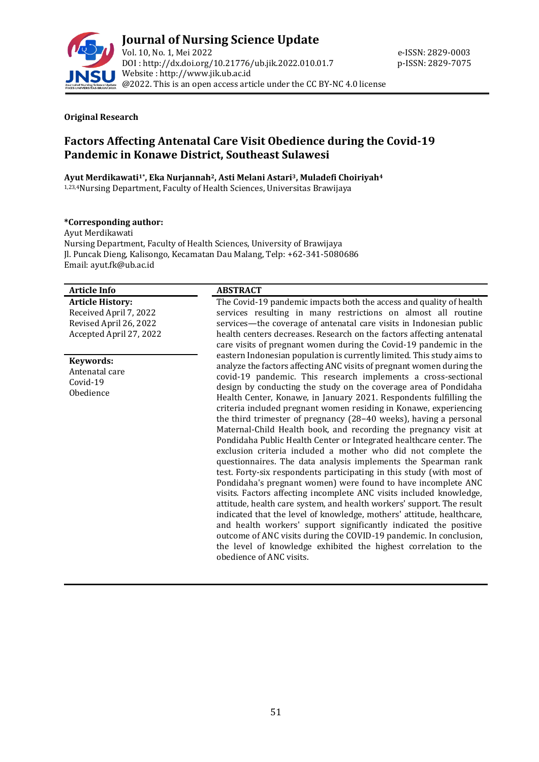# Journal of Nursing Science Update

Vol. 10, No. 1, Mei 2022
DOI : http://dx.doi.org/10.21776/ub.jik.2022.010.01.7
Website : http://www.jik.ub.ac.id
@2022. This is an open access article under the CC BY-NC 4.0 license

e-ISSN: 2829-0003
p-ISSN: 2829-7075

**Original Research**

## Factors Affecting Antenatal Care Visit Obedience during the Covid-19 Pandemic in Konawe District, Southeast Sulawesi

**Ayut Merdikawati[1*], Eka Nurjannah[2], Asti Melani Astari[3], Muladefi Choiriyah[4]**

[1,23,4]Nursing Department, Faculty of Health Sciences, Universitas Brawijaya

**\*Corresponding author:**
Ayut Merdikawati
Nursing Department, Faculty of Health Sciences, University of Brawijaya
Jl. Puncak Dieng, Kalisongo, Kecamatan Dau Malang, Telp: +62-341-5080686
Email: ayut.fk@ub.ac.id

**Article Info**

**Article History:**
Received April 7, 2022
Revised April 26, 2022
Accepted April 27, 2022

**Keywords:**
Antenatal care
Covid-19
Obedience

**ABSTRACT**

The Covid-19 pandemic impacts both the access and quality of health services resulting in many restrictions on almost all routine services—the coverage of antenatal care visits in Indonesian public health centers decreases. Research on the factors affecting antenatal care visits of pregnant women during the Covid-19 pandemic in the eastern Indonesian population is currently limited. This study aims to analyze the factors affecting ANC visits of pregnant women during the covid-19 pandemic. This research implements a cross-sectional design by conducting the study on the coverage area of Pondidaha Health Center, Konawe, in January 2021. Respondents fulfilling the criteria included pregnant women residing in Konawe, experiencing the third trimester of pregnancy (28–40 weeks), having a personal Maternal-Child Health book, and recording the pregnancy visit at Pondidaha Public Health Center or Integrated healthcare center. The exclusion criteria included a mother who did not complete the questionnaires. The data analysis implements the Spearman rank test. Forty-six respondents participating in this study (with most of Pondidaha's pregnant women) were found to have incomplete ANC visits. Factors affecting incomplete ANC visits included knowledge, attitude, health care system, and health workers' support. The result indicated that the level of knowledge, mothers' attitude, healthcare, and health workers' support significantly indicated the positive outcome of ANC visits during the COVID-19 pandemic. In conclusion, the level of knowledge exhibited the highest correlation to the obedience of ANC visits.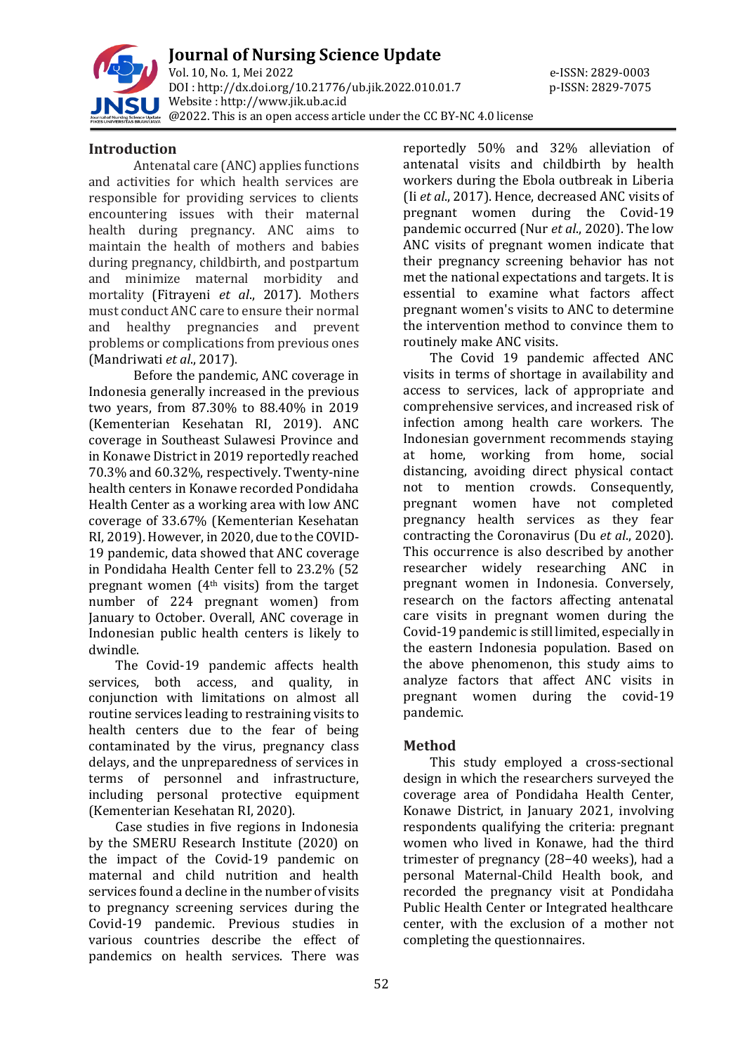## Introduction

Antenatal care (ANC) applies functions and activities for which health services are responsible for providing services to clients encountering issues with their maternal health during pregnancy. ANC aims to maintain the health of mothers and babies during pregnancy, childbirth, and postpartum and minimize maternal morbidity and mortality (Fitrayeni *et al*., 2017). Mothers must conduct ANC care to ensure their normal and healthy pregnancies and prevent problems or complications from previous ones (Mandriwati *et al*., 2017).

Before the pandemic, ANC coverage in Indonesia generally increased in the previous two years, from 87.30% to 88.40% in 2019 (Kementerian Kesehatan RI, 2019). ANC coverage in Southeast Sulawesi Province and in Konawe District in 2019 reportedly reached 70.3% and 60.32%, respectively. Twenty-nine health centers in Konawe recorded Pondidaha Health Center as a working area with low ANC coverage of 33.67% (Kementerian Kesehatan RI, 2019). However, in 2020, due to the COVID-19 pandemic, data showed that ANC coverage in Pondidaha Health Center fell to 23.2% (52 pregnant women (4th visits) from the target number of 224 pregnant women) from January to October. Overall, ANC coverage in Indonesian public health centers is likely to dwindle.

The Covid-19 pandemic affects health services, both access, and quality, in conjunction with limitations on almost all routine services leading to restraining visits to health centers due to the fear of being contaminated by the virus, pregnancy class delays, and the unpreparedness of services in terms of personnel and infrastructure, including personal protective equipment (Kementerian Kesehatan RI, 2020).

Case studies in five regions in Indonesia by the SMERU Research Institute (2020) on the impact of the Covid-19 pandemic on maternal and child nutrition and health services found a decline in the number of visits to pregnancy screening services during the Covid-19 pandemic. Previous studies in various countries describe the effect of pandemics on health services. There was reportedly 50% and 32% alleviation of antenatal visits and childbirth by health workers during the Ebola outbreak in Liberia (Ii *et al*., 2017). Hence, decreased ANC visits of pregnant women during the Covid-19 pandemic occurred (Nur *et al*., 2020). The low ANC visits of pregnant women indicate that their pregnancy screening behavior has not met the national expectations and targets. It is essential to examine what factors affect pregnant women's visits to ANC to determine the intervention method to convince them to routinely make ANC visits.

The Covid 19 pandemic affected ANC visits in terms of shortage in availability and access to services, lack of appropriate and comprehensive services, and increased risk of infection among health care workers. The Indonesian government recommends staying at home, working from home, social distancing, avoiding direct physical contact not to mention crowds. Consequently, pregnant women have not completed pregnancy health services as they fear contracting the Coronavirus (Du *et al*., 2020). This occurrence is also described by another researcher widely researching ANC in pregnant women in Indonesia. Conversely, research on the factors affecting antenatal care visits in pregnant women during the Covid-19 pandemic is still limited, especially in the eastern Indonesia population. Based on the above phenomenon, this study aims to analyze factors that affect ANC visits in pregnant women during the covid-19 pandemic.

## Method

This study employed a cross-sectional design in which the researchers surveyed the coverage area of Pondidaha Health Center, Konawe District, in January 2021, involving respondents qualifying the criteria: pregnant women who lived in Konawe, had the third trimester of pregnancy (28–40 weeks), had a personal Maternal-Child Health book, and recorded the pregnancy visit at Pondidaha Public Health Center or Integrated healthcare center, with the exclusion of a mother not completing the questionnaires.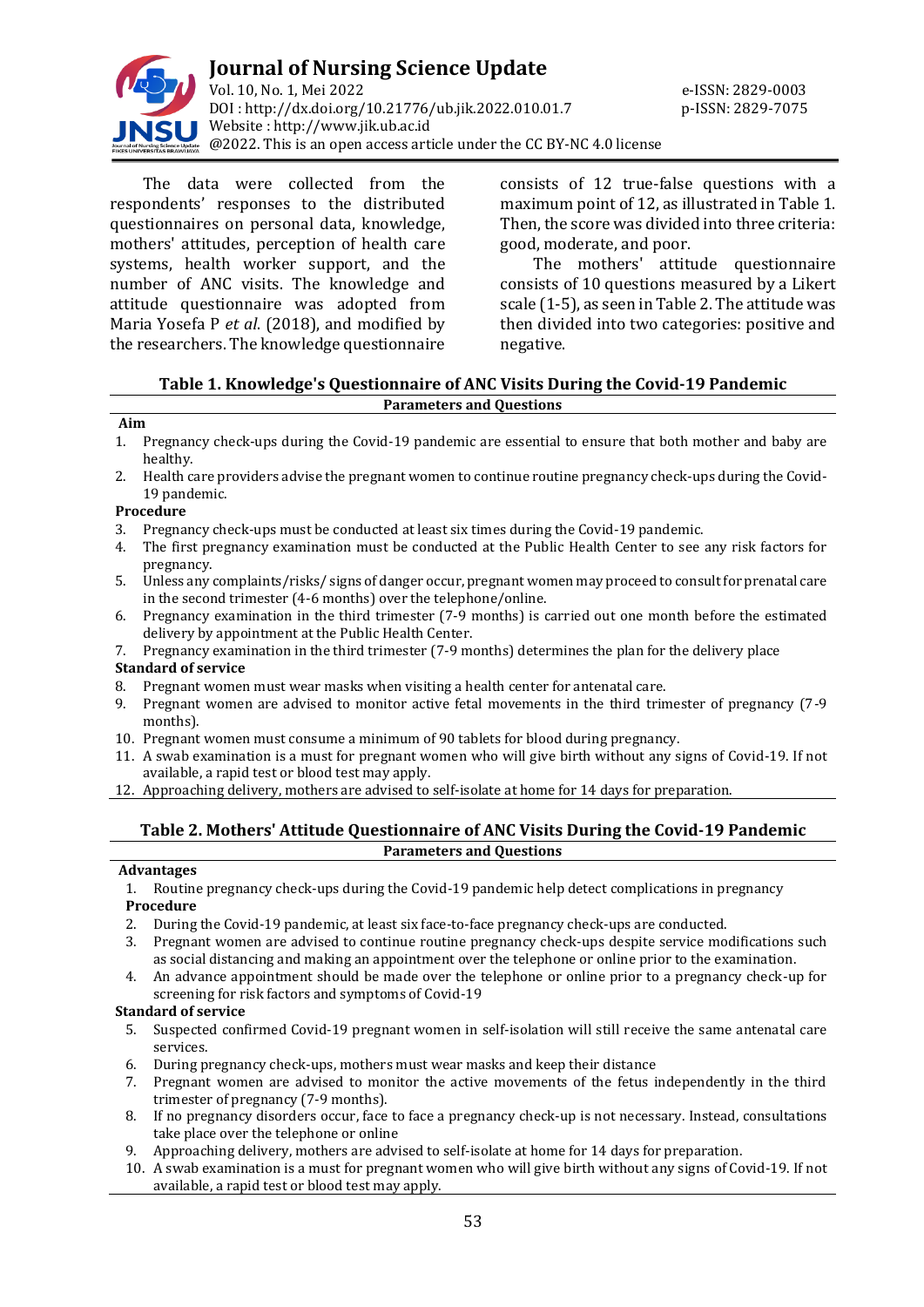The data were collected from the respondents' responses to the distributed questionnaires on personal data, knowledge, mothers' attitudes, perception of health care systems, health worker support, and the number of ANC visits. The knowledge and attitude questionnaire was adopted from Maria Yosefa P *et al*. (2018), and modified by the researchers. The knowledge questionnaire consists of 12 true-false questions with a maximum point of 12, as illustrated in Table 1. Then, the score was divided into three criteria: good, moderate, and poor.

The mothers' attitude questionnaire consists of 10 questions measured by a Likert scale (1-5), as seen in Table 2. The attitude was then divided into two categories: positive and negative.

**Table 1. Knowledge's Questionnaire of ANC Visits During the Covid-19 Pandemic**

| Parameters and Questions |
|---|
| **Aim** |
| 1. Pregnancy check-ups during the Covid-19 pandemic are essential to ensure that both mother and baby are healthy. |
| 2. Health care providers advise the pregnant women to continue routine pregnancy check-ups during the Covid-19 pandemic. |
| **Procedure** |
| 3. Pregnancy check-ups must be conducted at least six times during the Covid-19 pandemic. |
| 4. The first pregnancy examination must be conducted at the Public Health Center to see any risk factors for pregnancy. |
| 5. Unless any complaints/risks/ signs of danger occur, pregnant women may proceed to consult for prenatal care in the second trimester (4-6 months) over the telephone/online. |
| 6. Pregnancy examination in the third trimester (7-9 months) is carried out one month before the estimated delivery by appointment at the Public Health Center. |
| 7. Pregnancy examination in the third trimester (7-9 months) determines the plan for the delivery place |
| **Standard of service** |
| 8. Pregnant women must wear masks when visiting a health center for antenatal care. |
| 9. Pregnant women are advised to monitor active fetal movements in the third trimester of pregnancy (7-9 months). |
| 10. Pregnant women must consume a minimum of 90 tablets for blood during pregnancy. |
| 11. A swab examination is a must for pregnant women who will give birth without any signs of Covid-19. If not available, a rapid test or blood test may apply. |
| 12. Approaching delivery, mothers are advised to self-isolate at home for 14 days for preparation. |

**Table 2. Mothers' Attitude Questionnaire of ANC Visits During the Covid-19 Pandemic**

| Parameters and Questions |
|---|
| **Advantages** |
| 1. Routine pregnancy check-ups during the Covid-19 pandemic help detect complications in pregnancy |
| **Procedure** |
| 2. During the Covid-19 pandemic, at least six face-to-face pregnancy check-ups are conducted. |
| 3. Pregnant women are advised to continue routine pregnancy check-ups despite service modifications such as social distancing and making an appointment over the telephone or online prior to the examination. |
| 4. An advance appointment should be made over the telephone or online prior to a pregnancy check-up for screening for risk factors and symptoms of Covid-19 |
| **Standard of service** |
| 5. Suspected confirmed Covid-19 pregnant women in self-isolation will still receive the same antenatal care services. |
| 6. During pregnancy check-ups, mothers must wear masks and keep their distance |
| 7. Pregnant women are advised to monitor the active movements of the fetus independently in the third trimester of pregnancy (7-9 months). |
| 8. If no pregnancy disorders occur, face to face a pregnancy check-up is not necessary. Instead, consultations take place over the telephone or online |
| 9. Approaching delivery, mothers are advised to self-isolate at home for 14 days for preparation. |
| 10. A swab examination is a must for pregnant women who will give birth without any signs of Covid-19. If not available, a rapid test or blood test may apply. |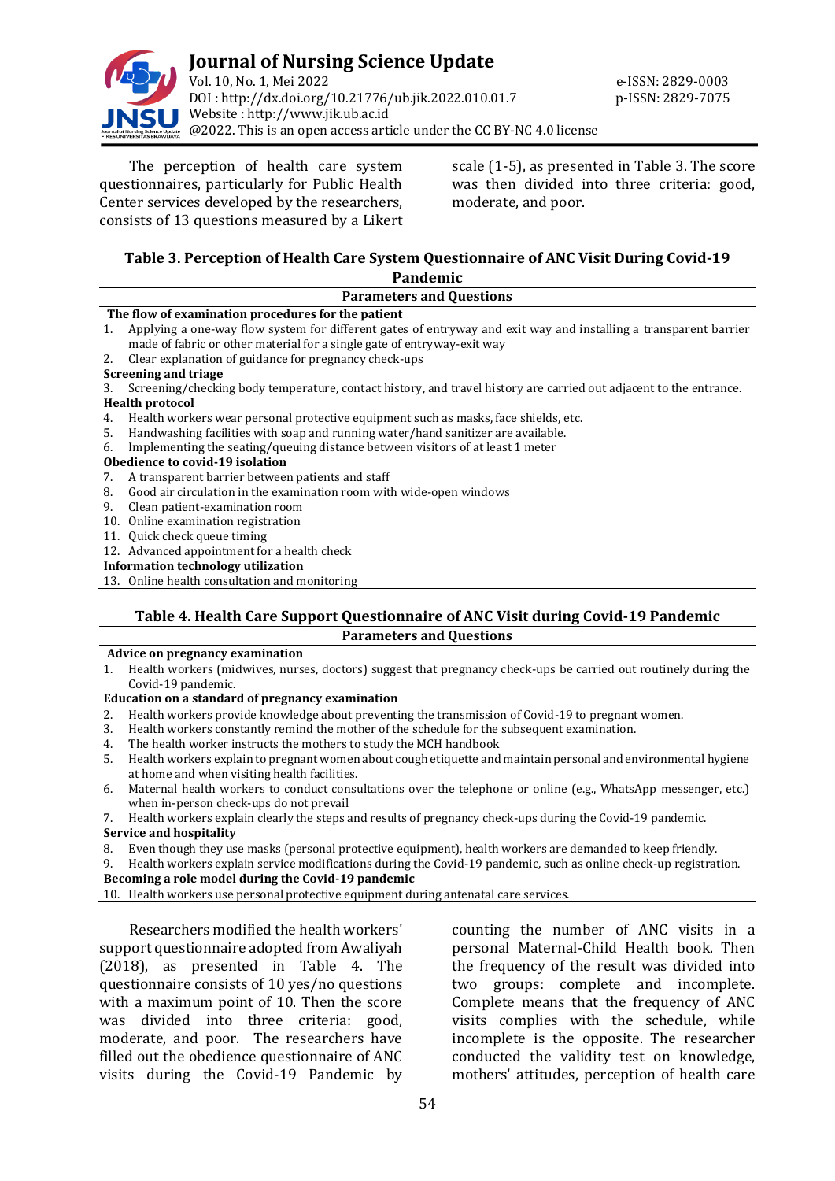The perception of health care system questionnaires, particularly for Public Health Center services developed by the researchers, consists of 13 questions measured by a Likert scale (1-5), as presented in Table 3. The score was then divided into three criteria: good, moderate, and poor.

**Table 3. Perception of Health Care System Questionnaire of ANC Visit During Covid-19 Pandemic**

| Parameters and Questions |
|---|
| **The flow of examination procedures for the patient** |
| 1. Applying a one-way flow system for different gates of entryway and exit way and installing a transparent barrier made of fabric or other material for a single gate of entryway-exit way |
| 2. Clear explanation of guidance for pregnancy check-ups |
| **Screening and triage** |
| 3. Screening/checking body temperature, contact history, and travel history are carried out adjacent to the entrance. |
| **Health protocol** |
| 4. Health workers wear personal protective equipment such as masks, face shields, etc. |
| 5. Handwashing facilities with soap and running water/hand sanitizer are available. |
| 6. Implementing the seating/queuing distance between visitors of at least 1 meter |
| **Obedience to covid-19 isolation** |
| 7. A transparent barrier between patients and staff |
| 8. Good air circulation in the examination room with wide-open windows |
| 9. Clean patient-examination room |
| 10. Online examination registration |
| 11. Quick check queue timing |
| 12. Advanced appointment for a health check |
| **Information technology utilization** |
| 13. Online health consultation and monitoring |

**Table 4. Health Care Support Questionnaire of ANC Visit during Covid-19 Pandemic**

| Parameters and Questions |
|---|
| **Advice on pregnancy examination** |
| 1. Health workers (midwives, nurses, doctors) suggest that pregnancy check-ups be carried out routinely during the Covid-19 pandemic. |
| **Education on a standard of pregnancy examination** |
| 2. Health workers provide knowledge about preventing the transmission of Covid-19 to pregnant women. |
| 3. Health workers constantly remind the mother of the schedule for the subsequent examination. |
| 4. The health worker instructs the mothers to study the MCH handbook |
| 5. Health workers explain to pregnant women about cough etiquette and maintain personal and environmental hygiene at home and when visiting health facilities. |
| 6. Maternal health workers to conduct consultations over the telephone or online (e.g., WhatsApp messenger, etc.) when in-person check-ups do not prevail |
| 7. Health workers explain clearly the steps and results of pregnancy check-ups during the Covid-19 pandemic. |
| **Service and hospitality** |
| 8. Even though they use masks (personal protective equipment), health workers are demanded to keep friendly. |
| 9. Health workers explain service modifications during the Covid-19 pandemic, such as online check-up registration. |
| **Becoming a role model during the Covid-19 pandemic** |
| 10. Health workers use personal protective equipment during antenatal care services. |

Researchers modified the health workers' support questionnaire adopted from Awaliyah (2018), as presented in Table 4. The questionnaire consists of 10 yes/no questions with a maximum point of 10. Then the score was divided into three criteria: good, moderate, and poor. The researchers have filled out the obedience questionnaire of ANC visits during the Covid-19 Pandemic by counting the number of ANC visits in a personal Maternal-Child Health book. Then the frequency of the result was divided into two groups: complete and incomplete. Complete means that the frequency of ANC visits complies with the schedule, while incomplete is the opposite. The researcher conducted the validity test on knowledge, mothers' attitudes, perception of health care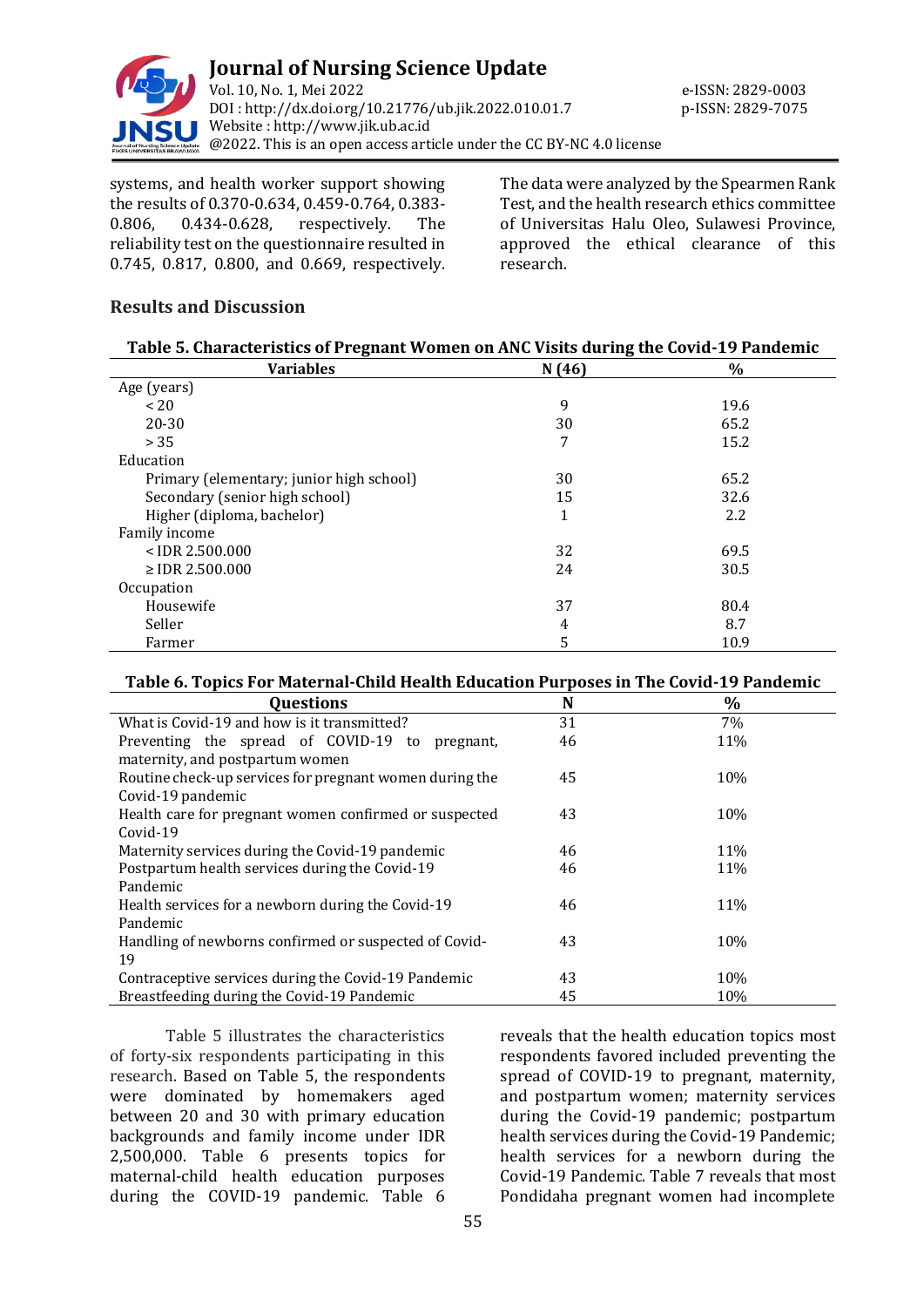systems, and health worker support showing the results of 0.370-0.634, 0.459-0.764, 0.383-0.806, 0.434-0.628, respectively. The reliability test on the questionnaire resulted in 0.745, 0.817, 0.800, and 0.669, respectively. The data were analyzed by the Spearmen Rank Test, and the health research ethics committee of Universitas Halu Oleo, Sulawesi Province, approved the ethical clearance of this research.

## Results and Discussion

**Table 5. Characteristics of Pregnant Women on ANC Visits during the Covid-19 Pandemic**

| Variables | N (46) | % |
|---|---|---|
| Age (years) | | |
| < 20 | 9 | 19.6 |
| 20-30 | 30 | 65.2 |
| > 35 | 7 | 15.2 |
| Education | | |
| Primary (elementary; junior high school) | 30 | 65.2 |
| Secondary (senior high school) | 15 | 32.6 |
| Higher (diploma, bachelor) | 1 | 2.2 |
| Family income | | |
| < IDR 2.500.000 | 32 | 69.5 |
| ≥ IDR 2.500.000 | 24 | 30.5 |
| Occupation | | |
| Housewife | 37 | 80.4 |
| Seller | 4 | 8.7 |
| Farmer | 5 | 10.9 |

**Table 6. Topics For Maternal-Child Health Education Purposes in The Covid-19 Pandemic**

| Questions | N | % |
|---|---|---|
| What is Covid-19 and how is it transmitted? | 31 | 7% |
| Preventing the spread of COVID-19 to pregnant, maternity, and postpartum women | 46 | 11% |
| Routine check-up services for pregnant women during the Covid-19 pandemic | 45 | 10% |
| Health care for pregnant women confirmed or suspected Covid-19 | 43 | 10% |
| Maternity services during the Covid-19 pandemic | 46 | 11% |
| Postpartum health services during the Covid-19 Pandemic | 46 | 11% |
| Health services for a newborn during the Covid-19 Pandemic | 46 | 11% |
| Handling of newborns confirmed or suspected of Covid-19 | 43 | 10% |
| Contraceptive services during the Covid-19 Pandemic | 43 | 10% |
| Breastfeeding during the Covid-19 Pandemic | 45 | 10% |

Table 5 illustrates the characteristics of forty-six respondents participating in this research. Based on Table 5, the respondents were dominated by homemakers aged between 20 and 30 with primary education backgrounds and family income under IDR 2,500,000. Table 6 presents topics for maternal-child health education purposes during the COVID-19 pandemic. Table 6 reveals that the health education topics most respondents favored included preventing the spread of COVID-19 to pregnant, maternity, and postpartum women; maternity services during the Covid-19 pandemic; postpartum health services during the Covid-19 Pandemic; health services for a newborn during the Covid-19 Pandemic. Table 7 reveals that most Pondidaha pregnant women had incomplete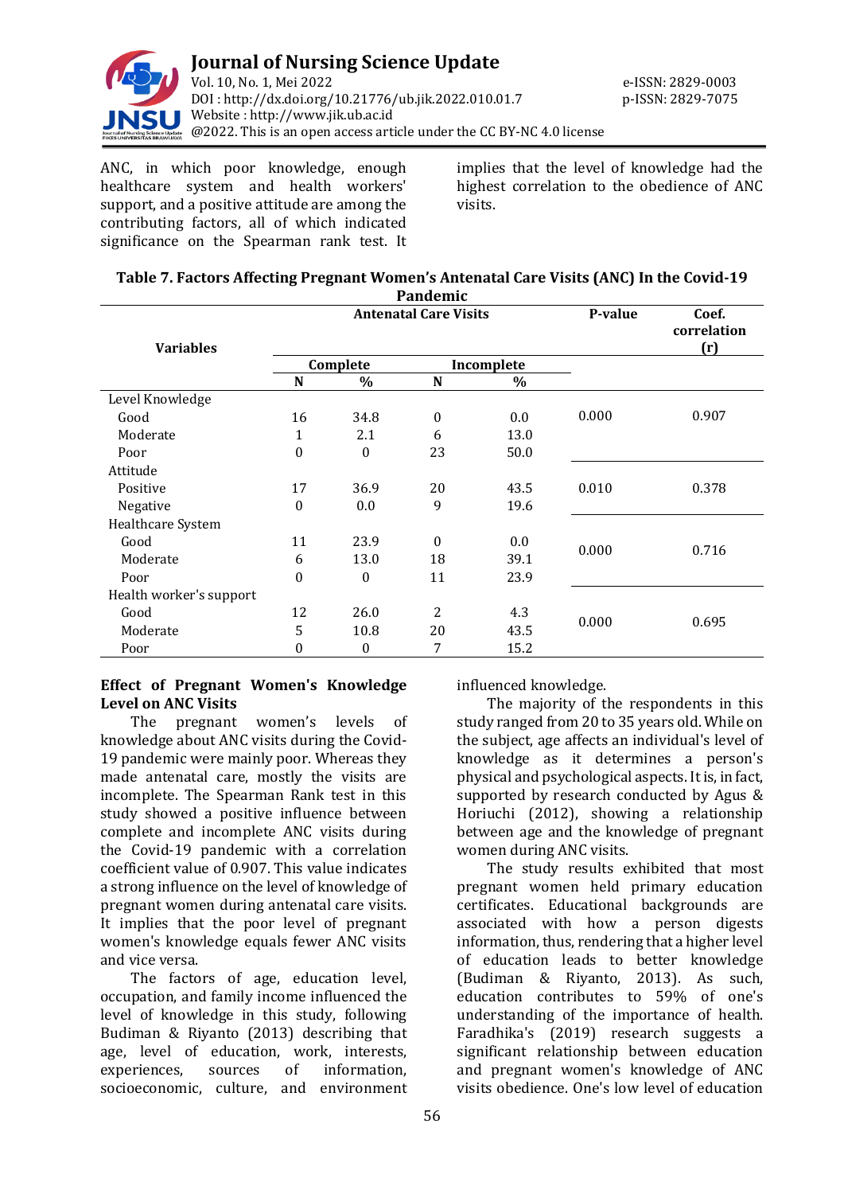ANC, in which poor knowledge, enough healthcare system and health workers' support, and a positive attitude are among the contributing factors, all of which indicated significance on the Spearman rank test. It implies that the level of knowledge had the highest correlation to the obedience of ANC visits.

**Table 7. Factors Affecting Pregnant Women's Antenatal Care Visits (ANC) In the Covid-19 Pandemic**

| Variables | Antenatal Care Visits | | | | P-value | Coef. correlation (r) |
|---|---|---|---|---|---|---|
| | Complete | | Incomplete | | | |
| | N | % | N | % | | |
| Level Knowledge | | | | | | |
| Good | 16 | 34.8 | 0 | 0.0 | 0.000 | 0.907 |
| Moderate | 1 | 2.1 | 6 | 13.0 | | |
| Poor | 0 | 0 | 23 | 50.0 | | |
| Attitude | | | | | | |
| Positive | 17 | 36.9 | 20 | 43.5 | 0.010 | 0.378 |
| Negative | 0 | 0.0 | 9 | 19.6 | | |
| Healthcare System | | | | | | |
| Good | 11 | 23.9 | 0 | 0.0 | 0.000 | 0.716 |
| Moderate | 6 | 13.0 | 18 | 39.1 | | |
| Poor | 0 | 0 | 11 | 23.9 | | |
| Health worker's support | | | | | | |
| Good | 12 | 26.0 | 2 | 4.3 | 0.000 | 0.695 |
| Moderate | 5 | 10.8 | 20 | 43.5 | | |
| Poor | 0 | 0 | 7 | 15.2 | | |

**Effect of Pregnant Women's Knowledge Level on ANC Visits**

The pregnant women's levels of knowledge about ANC visits during the Covid-19 pandemic were mainly poor. Whereas they made antenatal care, mostly the visits are incomplete. The Spearman Rank test in this study showed a positive influence between complete and incomplete ANC visits during the Covid-19 pandemic with a correlation coefficient value of 0.907. This value indicates a strong influence on the level of knowledge of pregnant women during antenatal care visits. It implies that the poor level of pregnant women's knowledge equals fewer ANC visits and vice versa.

The factors of age, education level, occupation, and family income influenced the level of knowledge in this study, following Budiman & Riyanto (2013) describing that age, level of education, work, interests, experiences, sources of information, socioeconomic, culture, and environment influenced knowledge.

The majority of the respondents in this study ranged from 20 to 35 years old. While on the subject, age affects an individual's level of knowledge as it determines a person's physical and psychological aspects. It is, in fact, supported by research conducted by Agus & Horiuchi (2012), showing a relationship between age and the knowledge of pregnant women during ANC visits.

The study results exhibited that most pregnant women held primary education certificates. Educational backgrounds are associated with how a person digests information, thus, rendering that a higher level of education leads to better knowledge (Budiman & Riyanto, 2013). As such, education contributes to 59% of one's understanding of the importance of health. Faradhika's (2019) research suggests a significant relationship between education and pregnant women's knowledge of ANC visits obedience. One's low level of education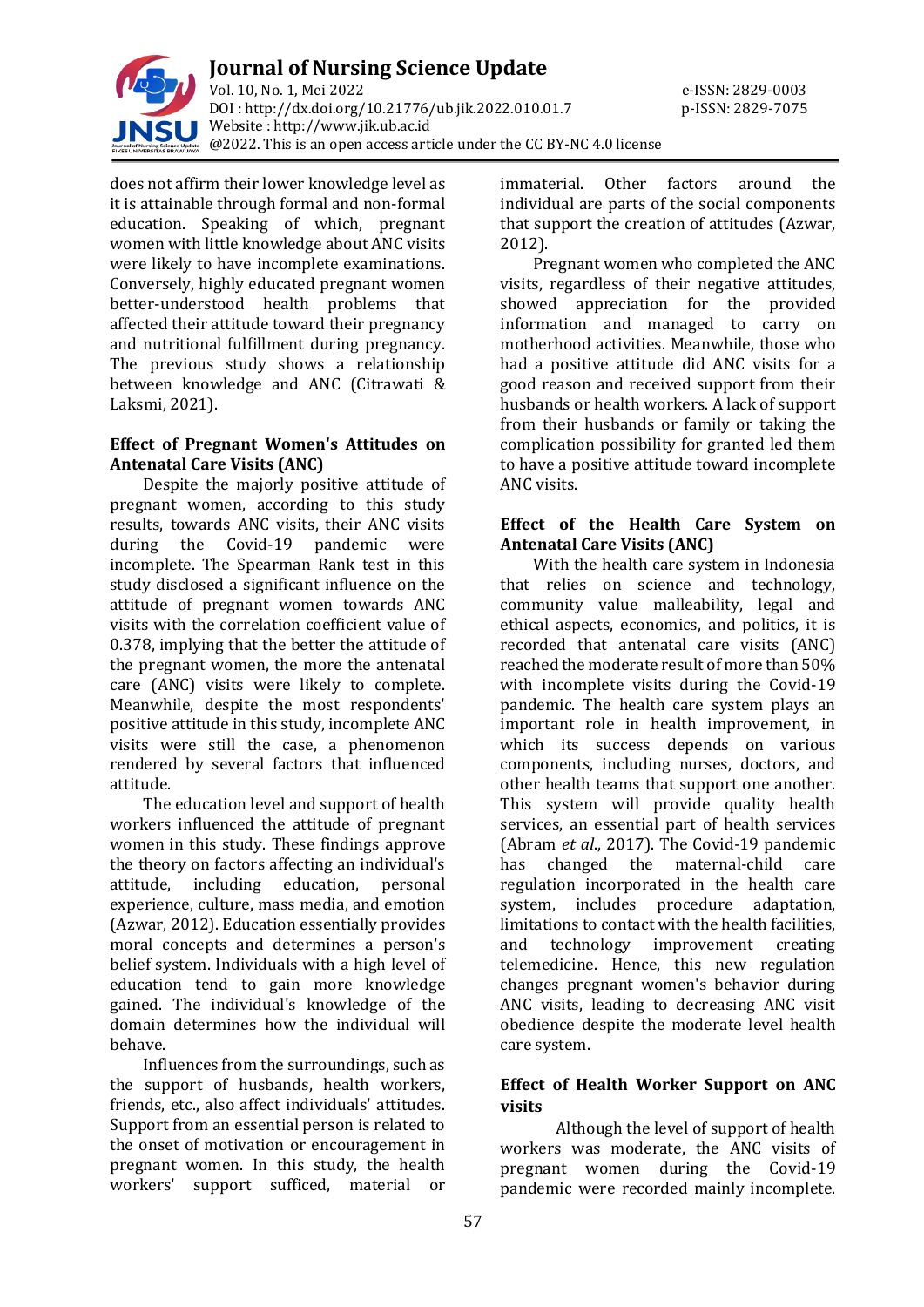does not affirm their lower knowledge level as it is attainable through formal and non-formal education. Speaking of which, pregnant women with little knowledge about ANC visits were likely to have incomplete examinations. Conversely, highly educated pregnant women better-understood health problems that affected their attitude toward their pregnancy and nutritional fulfillment during pregnancy. The previous study shows a relationship between knowledge and ANC (Citrawati & Laksmi, 2021).

**Effect of Pregnant Women's Attitudes on Antenatal Care Visits (ANC)**

Despite the majorly positive attitude of pregnant women, according to this study results, towards ANC visits, their ANC visits during the Covid-19 pandemic were incomplete. The Spearman Rank test in this study disclosed a significant influence on the attitude of pregnant women towards ANC visits with the correlation coefficient value of 0.378, implying that the better the attitude of the pregnant women, the more the antenatal care (ANC) visits were likely to complete. Meanwhile, despite the most respondents' positive attitude in this study, incomplete ANC visits were still the case, a phenomenon rendered by several factors that influenced attitude.

The education level and support of health workers influenced the attitude of pregnant women in this study. These findings approve the theory on factors affecting an individual's attitude, including education, personal experience, culture, mass media, and emotion (Azwar, 2012). Education essentially provides moral concepts and determines a person's belief system. Individuals with a high level of education tend to gain more knowledge gained. The individual's knowledge of the domain determines how the individual will behave.

Influences from the surroundings, such as the support of husbands, health workers, friends, etc., also affect individuals' attitudes. Support from an essential person is related to the onset of motivation or encouragement in pregnant women. In this study, the health workers' support sufficed, material or immaterial. Other factors around the individual are parts of the social components that support the creation of attitudes (Azwar, 2012).

Pregnant women who completed the ANC visits, regardless of their negative attitudes, showed appreciation for the provided information and managed to carry on motherhood activities. Meanwhile, those who had a positive attitude did ANC visits for a good reason and received support from their husbands or health workers. A lack of support from their husbands or family or taking the complication possibility for granted led them to have a positive attitude toward incomplete ANC visits.

**Effect of the Health Care System on Antenatal Care Visits (ANC)**

With the health care system in Indonesia that relies on science and technology, community value malleability, legal and ethical aspects, economics, and politics, it is recorded that antenatal care visits (ANC) reached the moderate result of more than 50% with incomplete visits during the Covid-19 pandemic. The health care system plays an important role in health improvement, in which its success depends on various components, including nurses, doctors, and other health teams that support one another. This system will provide quality health services, an essential part of health services (Abram *et al*., 2017). The Covid-19 pandemic has changed the maternal-child care regulation incorporated in the health care system, includes procedure adaptation, limitations to contact with the health facilities, and technology improvement creating telemedicine. Hence, this new regulation changes pregnant women's behavior during ANC visits, leading to decreasing ANC visit obedience despite the moderate level health care system.

**Effect of Health Worker Support on ANC visits**

Although the level of support of health workers was moderate, the ANC visits of pregnant women during the Covid-19 pandemic were recorded mainly incomplete.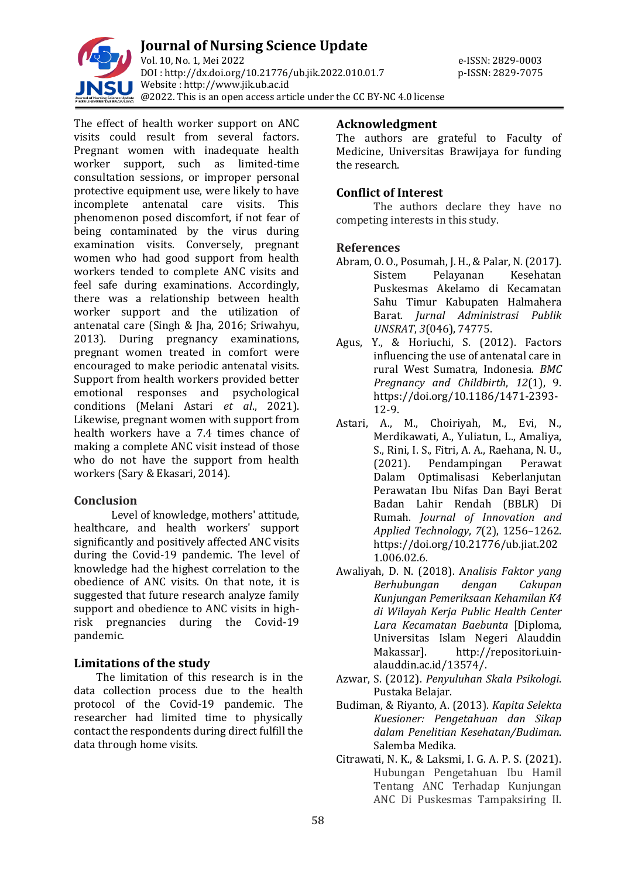The effect of health worker support on ANC visits could result from several factors. Pregnant women with inadequate health worker support, such as limited-time consultation sessions, or improper personal protective equipment use, were likely to have incomplete antenatal care visits. This phenomenon posed discomfort, if not fear of being contaminated by the virus during examination visits. Conversely, pregnant women who had good support from health workers tended to complete ANC visits and feel safe during examinations. Accordingly, there was a relationship between health worker support and the utilization of antenatal care (Singh & Jha, 2016; Sriwahyu, 2013). During pregnancy examinations, pregnant women treated in comfort were encouraged to make periodic antenatal visits. Support from health workers provided better emotional responses and psychological conditions (Melani Astari *et al*., 2021). Likewise, pregnant women with support from health workers have a 7.4 times chance of making a complete ANC visit instead of those who do not have the support from health workers (Sary & Ekasari, 2014).

## Conclusion

Level of knowledge, mothers' attitude, healthcare, and health workers' support significantly and positively affected ANC visits during the Covid-19 pandemic. The level of knowledge had the highest correlation to the obedience of ANC visits. On that note, it is suggested that future research analyze family support and obedience to ANC visits in high-risk pregnancies during the Covid-19 pandemic.

## Limitations of the study

The limitation of this research is in the data collection process due to the health protocol of the Covid-19 pandemic. The researcher had limited time to physically contact the respondents during direct fulfill the data through home visits.

## Acknowledgment

The authors are grateful to Faculty of Medicine, Universitas Brawijaya for funding the research.

## Conflict of Interest

The authors declare they have no competing interests in this study.

## References

Abram, O. O., Posumah, J. H., & Palar, N. (2017). Sistem Pelayanan Kesehatan Puskesmas Akelamo di Kecamatan Sahu Timur Kabupaten Halmahera Barat. *Jurnal Administrasi Publik UNSRAT*, *3*(046), 74775.

Agus, Y., & Horiuchi, S. (2012). Factors influencing the use of antenatal care in rural West Sumatra, Indonesia. *BMC Pregnancy and Childbirth*, *12*(1), 9. https://doi.org/10.1186/1471-2393-12-9.

Astari, A., M., Choiriyah, M., Evi, N., Merdikawati, A., Yuliatun, L., Amaliya, S., Rini, I. S., Fitri, A. A., Raehana, N. U., (2021). Pendampingan Perawat Dalam Optimalisasi Keberlanjutan Perawatan Ibu Nifas Dan Bayi Berat Badan Lahir Rendah (BBLR) Di Rumah. *Journal of Innovation and Applied Technology*, *7*(2), 1256–1262. https://doi.org/10.21776/ub.jiat.2021.006.02.6.

Awaliyah, D. N. (2018). *Analisis Faktor yang Berhubungan dengan Cakupan Kunjungan Pemeriksaan Kehamilan K4 di Wilayah Kerja Public Health Center Lara Kecamatan Baebunta* [Diploma, Universitas Islam Negeri Alauddin Makassar]. http://repositori.uin-alauddin.ac.id/13574/.

Azwar, S. (2012). *Penyuluhan Skala Psikologi*. Pustaka Belajar.

Budiman, & Riyanto, A. (2013). *Kapita Selekta Kuesioner: Pengetahuan dan Sikap dalam Penelitian Kesehatan/Budiman*. Salemba Medika.

Citrawati, N. K., & Laksmi, I. G. A. P. S. (2021). Hubungan Pengetahuan Ibu Hamil Tentang ANC Terhadap Kunjungan ANC Di Puskesmas Tampaksiring II.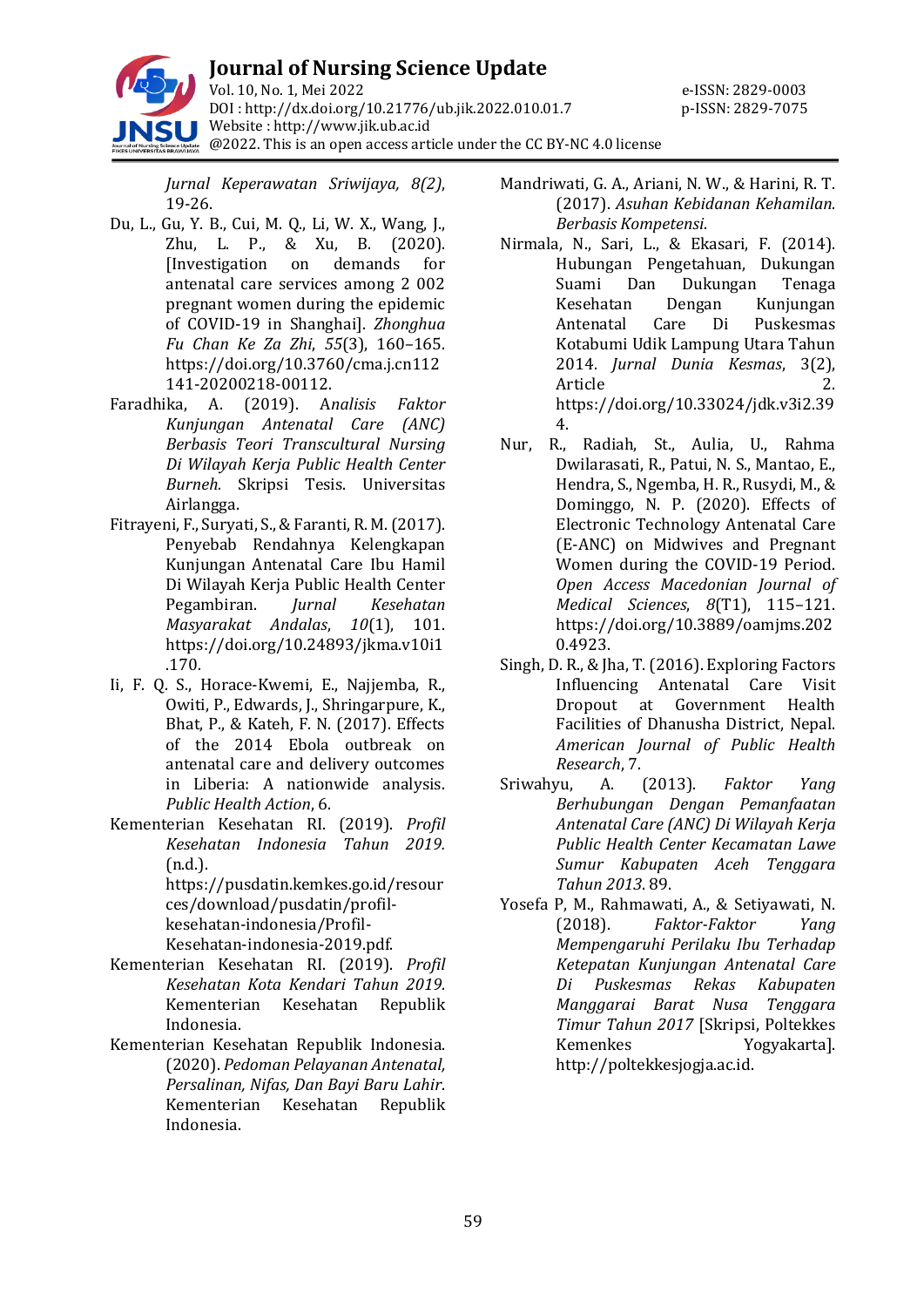*Jurnal Keperawatan Sriwijaya, 8(2)*, 19-26.

Du, L., Gu, Y. B., Cui, M. Q., Li, W. X., Wang, J., Zhu, L. P., & Xu, B. (2020). [Investigation on demands for antenatal care services among 2 002 pregnant women during the epidemic of COVID-19 in Shanghai]. *Zhonghua Fu Chan Ke Za Zhi*, *55*(3), 160–165. https://doi.org/10.3760/cma.j.cn112141-20200218-00112.

Faradhika, A. (2019). A*nalisis Faktor Kunjungan Antenatal Care (ANC) Berbasis Teori Transcultural Nursing Di Wilayah Kerja Public Health Center Burneh.* Skripsi Tesis. Universitas Airlangga.

Fitrayeni, F., Suryati, S., & Faranti, R. M. (2017). Penyebab Rendahnya Kelengkapan Kunjungan Antenatal Care Ibu Hamil Di Wilayah Kerja Public Health Center Pegambiran. *Jurnal Kesehatan Masyarakat Andalas*, *10*(1), 101. https://doi.org/10.24893/jkma.v10i1.170.

Ii, F. Q. S., Horace-Kwemi, E., Najjemba, R., Owiti, P., Edwards, J., Shringarpure, K., Bhat, P., & Kateh, F. N. (2017). Effects of the 2014 Ebola outbreak on antenatal care and delivery outcomes in Liberia: A nationwide analysis. *Public Health Action*, 6.

Kementerian Kesehatan RI. (2019). *Profil Kesehatan Indonesia Tahun 2019.* (n.d.). https://pusdatin.kemkes.go.id/resources/download/pusdatin/profil-kesehatan-indonesia/Profil-Kesehatan-indonesia-2019.pdf.

Kementerian Kesehatan RI. (2019). *Profil Kesehatan Kota Kendari Tahun 2019.* Kementerian Kesehatan Republik Indonesia.

Kementerian Kesehatan Republik Indonesia. (2020). *Pedoman Pelayanan Antenatal, Persalinan, Nifas, Dan Bayi Baru Lahir.* Kementerian Kesehatan Republik Indonesia.

Mandriwati, G. A., Ariani, N. W., & Harini, R. T. (2017). *Asuhan Kebidanan Kehamilan. Berbasis Kompetensi.*

Nirmala, N., Sari, L., & Ekasari, F. (2014). Hubungan Pengetahuan, Dukungan Suami Dan Dukungan Tenaga Kesehatan Dengan Kunjungan Antenatal Care Di Puskesmas Kotabumi Udik Lampung Utara Tahun 2014. *Jurnal Dunia Kesmas*, 3(2), Article 2. https://doi.org/10.33024/jdk.v3i2.394.

Nur, R., Radiah, St., Aulia, U., Rahma Dwilarasati, R., Patui, N. S., Mantao, E., Hendra, S., Ngemba, H. R., Rusydi, M., & Dominggo, N. P. (2020). Effects of Electronic Technology Antenatal Care (E-ANC) on Midwives and Pregnant Women during the COVID-19 Period. *Open Access Macedonian Journal of Medical Sciences*, *8*(T1), 115–121. https://doi.org/10.3889/oamjms.2020.4923.

Singh, D. R., & Jha, T. (2016). Exploring Factors Influencing Antenatal Care Visit Dropout at Government Health Facilities of Dhanusha District, Nepal. *American Journal of Public Health Research*, 7.

Sriwahyu, A. (2013). *Faktor Yang Berhubungan Dengan Pemanfaatan Antenatal Care (ANC) Di Wilayah Kerja Public Health Center Kecamatan Lawe Sumur Kabupaten Aceh Tenggara Tahun 2013*. 89.

Yosefa P, M., Rahmawati, A., & Setiyawati, N. (2018). *Faktor-Faktor Yang Mempengaruhi Perilaku Ibu Terhadap Ketepatan Kunjungan Antenatal Care Di Puskesmas Rekas Kabupaten Manggarai Barat Nusa Tenggara Timur Tahun 2017* [Skripsi, Poltekkes Kemenkes Yogyakarta]. http://poltekkesjogja.ac.id.